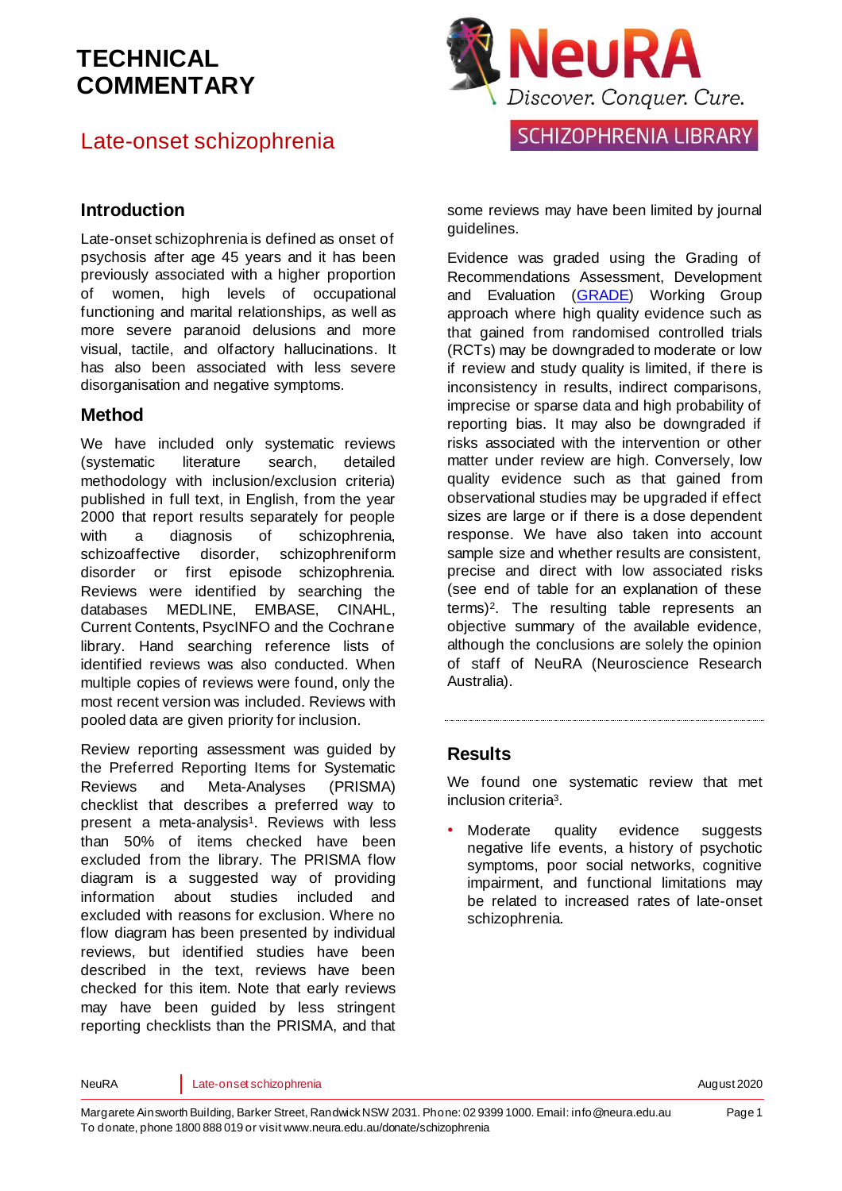# TECHNICAL COMMENTARY

## Late-onset schizophrenia

### Introduction

Late-onset schizophrenia is defined as onset of psychosis after age 45 years and it has been previously associated with a higher proportion of women, high levels of occupational functioning and marital relationships, as well as more severe paranoid delusions and more visual, tactile, and olfactory hallucinations. It has also been associated with less severe disorganisation and negative symptoms.

### Method

We have included only systematic reviews (systematic literature search, detailed methodology with inclusion/exclusion criteria) published in full text, in English, from the year 2000 that report results separately for people with a diagnosis of schizophrenia, schizoaffective disorder, schizophreniform disorder or first episode schizophrenia. Reviews were identified by searching the databases MEDLINE, EMBASE, CINAHL, Current Contents, PsycINFO and the Cochrane library. Hand searching reference lists of identified reviews was also conducted. When multiple copies of reviews were found, only the most recent version was included. Reviews with pooled data are given priority for inclusion.

Review reporting assessment was guided by the Preferred Reporting Items for Systematic Reviews and Meta-Analyses (PRISMA) checklist that describes a preferred way to present a meta-analysis[1]. Reviews with less than 50% of items checked have been excluded from the library. The PRISMA flow diagram is a suggested way of providing information about studies included and excluded with reasons for exclusion. Where no flow diagram has been presented by individual reviews, but identified studies have been described in the text, reviews have been checked for this item. Note that early reviews may have been guided by less stringent reporting checklists than the PRISMA, and that some reviews may have been limited by journal guidelines.

Evidence was graded using the Grading of Recommendations Assessment, Development and Evaluation (GRADE) Working Group approach where high quality evidence such as that gained from randomised controlled trials (RCTs) may be downgraded to moderate or low if review and study quality is limited, if there is inconsistency in results, indirect comparisons, imprecise or sparse data and high probability of reporting bias. It may also be downgraded if risks associated with the intervention or other matter under review are high. Conversely, low quality evidence such as that gained from observational studies may be upgraded if effect sizes are large or if there is a dose dependent response. We have also taken into account sample size and whether results are consistent, precise and direct with low associated risks (see end of table for an explanation of these terms)[2]. The resulting table represents an objective summary of the available evidence, although the conclusions are solely the opinion of staff of NeuRA (Neuroscience Research Australia).

### Results

We found one systematic review that met inclusion criteria[3].

- Moderate quality evidence suggests negative life events, a history of psychotic symptoms, poor social networks, cognitive impairment, and functional limitations may be related to increased rates of late-onset schizophrenia.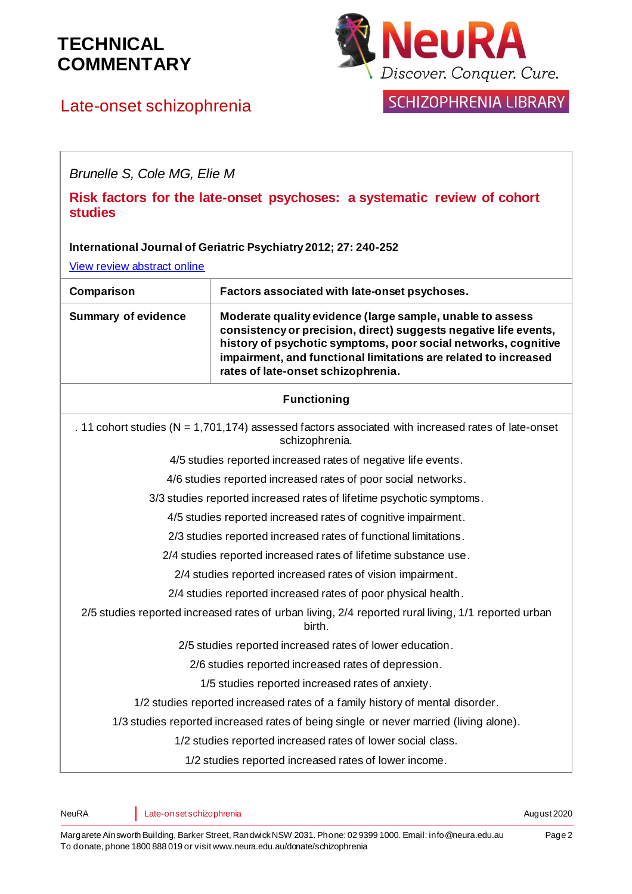# TECHNICAL COMMENTARY

## Late-onset schizophrenia

*Brunelle S, Cole MG, Elie M*

**Risk factors for the late-onset psychoses: a systematic review of cohort studies**

**International Journal of Geriatric Psychiatry 2012; 27: 240-252**

View review abstract online

| **Comparison** | **Factors associated with late-onset psychoses.** |
|---|---|
| **Summary of evidence** | **Moderate quality evidence (large sample, unable to assess consistency or precision, direct) suggests negative life events, history of psychotic symptoms, poor social networks, cognitive impairment, and functional limitations are related to increased rates of late-onset schizophrenia.** |

| **Functioning** |
|---|
| . 11 cohort studies (N = 1,701,174) assessed factors associated with increased rates of late-onset schizophrenia. |
| 4/5 studies reported increased rates of negative life events. |
| 4/6 studies reported increased rates of poor social networks. |
| 3/3 studies reported increased rates of lifetime psychotic symptoms. |
| 4/5 studies reported increased rates of cognitive impairment. |
| 2/3 studies reported increased rates of functional limitations. |
| 2/4 studies reported increased rates of lifetime substance use. |
| 2/4 studies reported increased rates of vision impairment. |
| 2/4 studies reported increased rates of poor physical health. |
| 2/5 studies reported increased rates of urban living, 2/4 reported rural living, 1/1 reported urban birth. |
| 2/5 studies reported increased rates of lower education. |
| 2/6 studies reported increased rates of depression. |
| 1/5 studies reported increased rates of anxiety. |
| 1/2 studies reported increased rates of a family history of mental disorder. |
| 1/3 studies reported increased rates of being single or never married (living alone). |
| 1/2 studies reported increased rates of lower social class. |
| 1/2 studies reported increased rates of lower income. |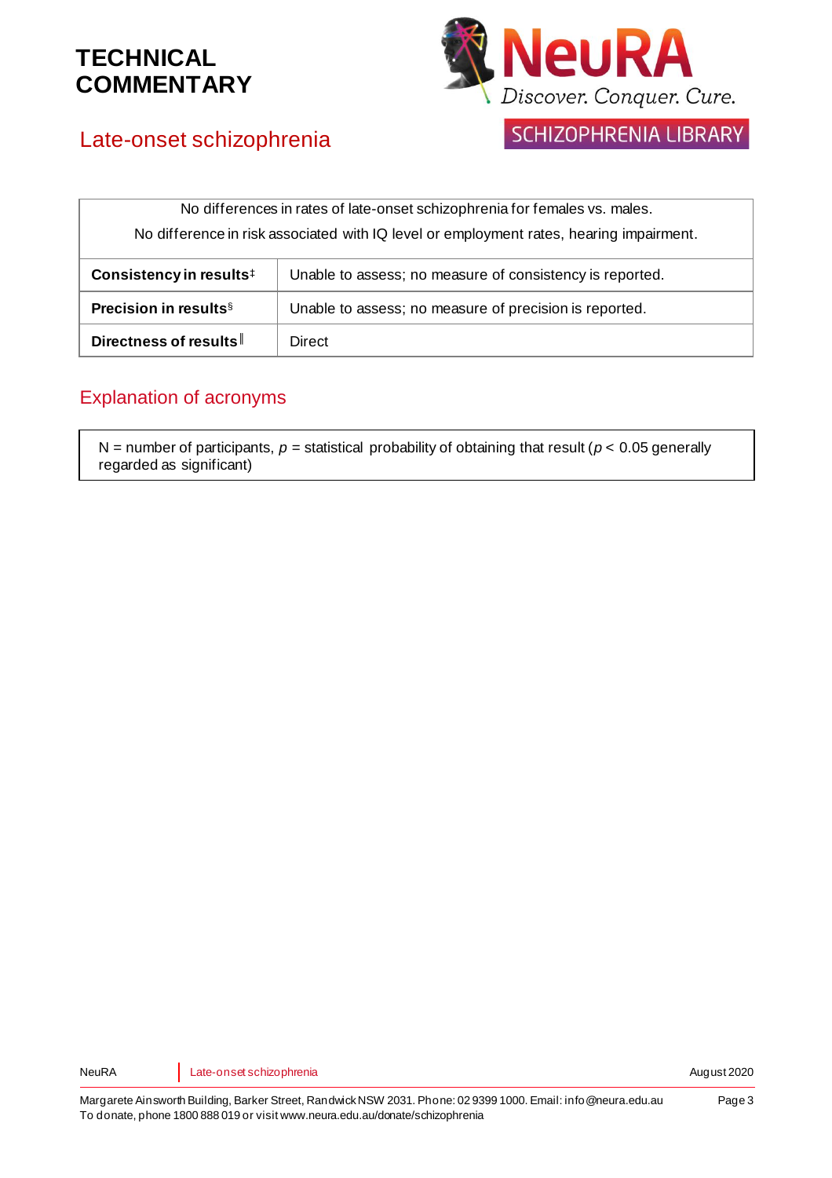# TECHNICAL COMMENTARY

## Late-onset schizophrenia

| No differences in rates of late-onset schizophrenia for females vs. males. No difference in risk associated with IQ level or employment rates, hearing impairment. | |
|---|---|
| **Consistency in results**‡ | Unable to assess; no measure of consistency is reported. |
| **Precision in results**§ | Unable to assess; no measure of precision is reported. |
| **Directness of results**‖ | Direct |

## Explanation of acronyms

N = number of participants, $p$ = statistical probability of obtaining that result ($p < 0.05$ generally regarded as significant)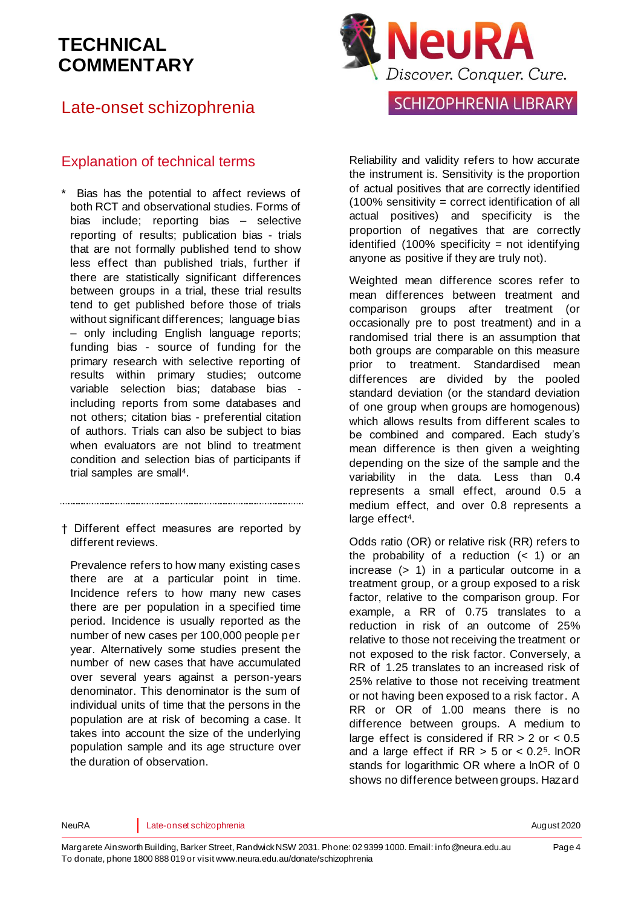# TECHNICAL COMMENTARY

## Late-onset schizophrenia

## Explanation of technical terms

\* Bias has the potential to affect reviews of both RCT and observational studies. Forms of bias include; reporting bias – selective reporting of results; publication bias - trials that are not formally published tend to show less effect than published trials, further if there are statistically significant differences between groups in a trial, these trial results tend to get published before those of trials without significant differences; language bias – only including English language reports; funding bias - source of funding for the primary research with selective reporting of results within primary studies; outcome variable selection bias; database bias - including reports from some databases and not others; citation bias - preferential citation of authors. Trials can also be subject to bias when evaluators are not blind to treatment condition and selection bias of participants if trial samples are small[4].

---

† Different effect measures are reported by different reviews.

Prevalence refers to how many existing cases there are at a particular point in time. Incidence refers to how many new cases there are per population in a specified time period. Incidence is usually reported as the number of new cases per 100,000 people per year. Alternatively some studies present the number of new cases that have accumulated over several years against a person-years denominator. This denominator is the sum of individual units of time that the persons in the population are at risk of becoming a case. It takes into account the size of the underlying population sample and its age structure over the duration of observation.

Reliability and validity refers to how accurate the instrument is. Sensitivity is the proportion of actual positives that are correctly identified (100% sensitivity = correct identification of all actual positives) and specificity is the proportion of negatives that are correctly identified (100% specificity = not identifying anyone as positive if they are truly not).

Weighted mean difference scores refer to mean differences between treatment and comparison groups after treatment (or occasionally pre to post treatment) and in a randomised trial there is an assumption that both groups are comparable on this measure prior to treatment. Standardised mean differences are divided by the pooled standard deviation (or the standard deviation of one group when groups are homogenous) which allows results from different scales to be combined and compared. Each study's mean difference is then given a weighting depending on the size of the sample and the variability in the data. Less than 0.4 represents a small effect, around 0.5 a medium effect, and over 0.8 represents a large effect[4].

Odds ratio (OR) or relative risk (RR) refers to the probability of a reduction (< 1) or an increase (> 1) in a particular outcome in a treatment group, or a group exposed to a risk factor, relative to the comparison group. For example, a RR of 0.75 translates to a reduction in risk of an outcome of 25% relative to those not receiving the treatment or not exposed to the risk factor. Conversely, a RR of 1.25 translates to an increased risk of 25% relative to those not receiving treatment or not having been exposed to a risk factor. A RR or OR of 1.00 means there is no difference between groups. A medium to large effect is considered if RR > 2 or < 0.5 and a large effect if RR > 5 or < 0.2[5]. lnOR stands for logarithmic OR where a lnOR of 0 shows no difference between groups. Hazard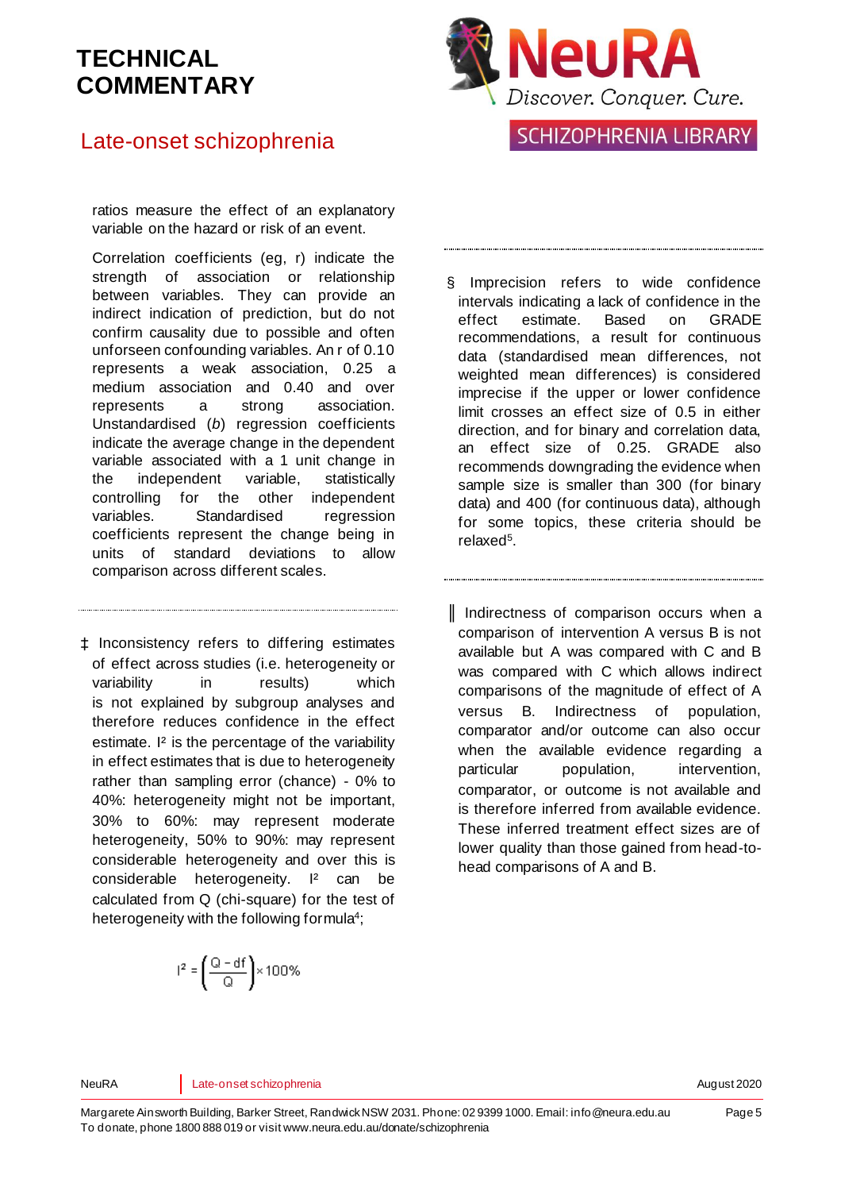ratios measure the effect of an explanatory variable on the hazard or risk of an event.

Correlation coefficients (eg, r) indicate the strength of association or relationship between variables. They can provide an indirect indication of prediction, but do not confirm causality due to possible and often unforseen confounding variables. An r of 0.10 represents a weak association, 0.25 a medium association and 0.40 and over represents a strong association. Unstandardised (*b*) regression coefficients indicate the average change in the dependent variable associated with a 1 unit change in the independent variable, statistically controlling for the other independent variables. Standardised regression coefficients represent the change being in units of standard deviations to allow comparison across different scales.

---

‡ Inconsistency refers to differing estimates of effect across studies (i.e. heterogeneity or variability in results) which is not explained by subgroup analyses and therefore reduces confidence in the effect estimate. I² is the percentage of the variability in effect estimates that is due to heterogeneity rather than sampling error (chance) - 0% to 40%: heterogeneity might not be important, 30% to 60%: may represent moderate heterogeneity, 50% to 90%: may represent considerable heterogeneity and over this is considerable heterogeneity. I² can be calculated from Q (chi-square) for the test of heterogeneity with the following formula[4];

$$I^2 = \left(\frac{Q - df}{Q}\right) \times 100\%$$

---

§ Imprecision refers to wide confidence intervals indicating a lack of confidence in the effect estimate. Based on GRADE recommendations, a result for continuous data (standardised mean differences, not weighted mean differences) is considered imprecise if the upper or lower confidence limit crosses an effect size of 0.5 in either direction, and for binary and correlation data, an effect size of 0.25. GRADE also recommends downgrading the evidence when sample size is smaller than 300 (for binary data) and 400 (for continuous data), although for some topics, these criteria should be relaxed[5].

---

‖ Indirectness of comparison occurs when a comparison of intervention A versus B is not available but A was compared with C and B was compared with C which allows indirect comparisons of the magnitude of effect of A versus B. Indirectness of population, comparator and/or outcome can also occur when the available evidence regarding a particular population, intervention, comparator, or outcome is not available and is therefore inferred from available evidence. These inferred treatment effect sizes are of lower quality than those gained from head-to-head comparisons of A and B.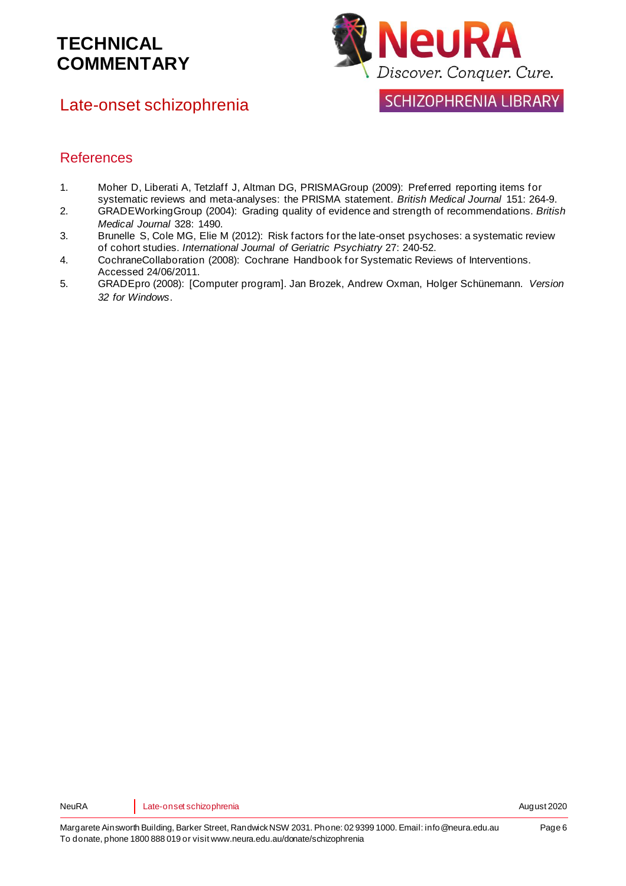## References

1. Moher D, Liberati A, Tetzlaff J, Altman DG, PRISMAGroup (2009): Preferred reporting items for systematic reviews and meta-analyses: the PRISMA statement. *British Medical Journal* 151: 264-9.
2. GRADEWorkingGroup (2004): Grading quality of evidence and strength of recommendations. *British Medical Journal* 328: 1490.
3. Brunelle S, Cole MG, Elie M (2012): Risk factors for the late-onset psychoses: a systematic review of cohort studies. *International Journal of Geriatric Psychiatry* 27: 240-52.
4. CochraneCollaboration (2008): Cochrane Handbook for Systematic Reviews of Interventions. Accessed 24/06/2011.
5. GRADEpro (2008): [Computer program]. Jan Brozek, Andrew Oxman, Holger Schünemann. *Version 32 for Windows*.